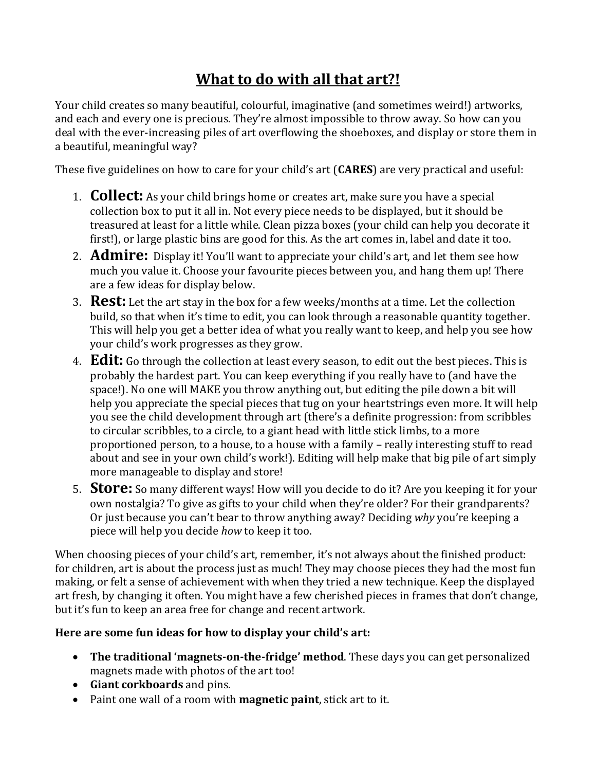# What to do with all that art?!

Your child creates so many beautiful, colourful, imaginative (and sometimes weird!) artworks, and each and every one is precious. They're almost impossible to throw away. So how can you deal with the ever-increasing piles of art overflowing the shoeboxes, and display or store them in a beautiful, meaningful way?

These five guidelines on how to care for your child's art (**CARES**) are very practical and useful:

1. **Collect:** As your child brings home or creates art, make sure you have a special collection box to put it all in. Not every piece needs to be displayed, but it should be treasured at least for a little while. Clean pizza boxes (your child can help you decorate it first!), or large plastic bins are good for this. As the art comes in, label and date it too.
2. **Admire:** Display it! You'll want to appreciate your child's art, and let them see how much you value it. Choose your favourite pieces between you, and hang them up! There are a few ideas for display below.
3. **Rest:** Let the art stay in the box for a few weeks/months at a time. Let the collection build, so that when it's time to edit, you can look through a reasonable quantity together. This will help you get a better idea of what you really want to keep, and help you see how your child's work progresses as they grow.
4. **Edit:** Go through the collection at least every season, to edit out the best pieces. This is probably the hardest part. You can keep everything if you really have to (and have the space!). No one will MAKE you throw anything out, but editing the pile down a bit will help you appreciate the special pieces that tug on your heartstrings even more. It will help you see the child development through art (there's a definite progression: from scribbles to circular scribbles, to a circle, to a giant head with little stick limbs, to a more proportioned person, to a house, to a house with a family – really interesting stuff to read about and see in your own child's work!). Editing will help make that big pile of art simply more manageable to display and store!
5. **Store:** So many different ways! How will you decide to do it? Are you keeping it for your own nostalgia? To give as gifts to your child when they're older? For their grandparents? Or just because you can't bear to throw anything away? Deciding *why* you're keeping a piece will help you decide *how* to keep it too.

When choosing pieces of your child's art, remember, it's not always about the finished product: for children, art is about the process just as much! They may choose pieces they had the most fun making, or felt a sense of achievement with when they tried a new technique. Keep the displayed art fresh, by changing it often. You might have a few cherished pieces in frames that don't change, but it's fun to keep an area free for change and recent artwork.

**Here are some fun ideas for how to display your child's art:**

- **The traditional 'magnets-on-the-fridge' method**. These days you can get personalized magnets made with photos of the art too!
- **Giant corkboards** and pins.
- Paint one wall of a room with **magnetic paint**, stick art to it.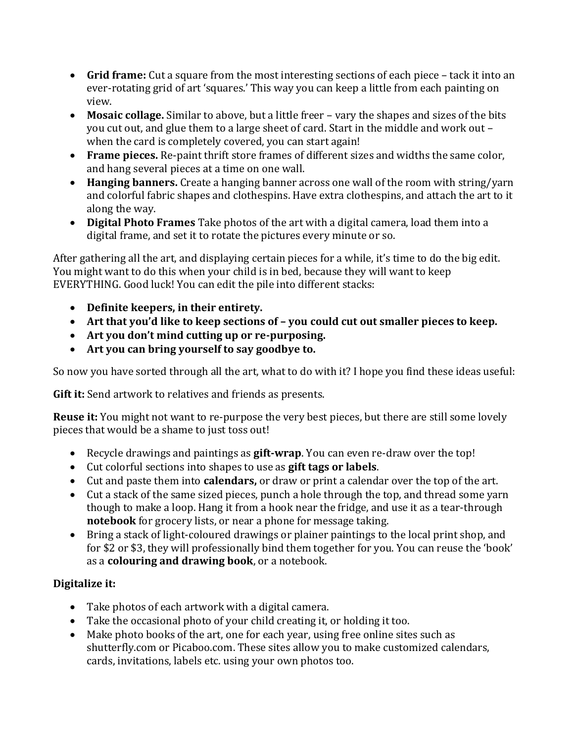- **Grid frame:** Cut a square from the most interesting sections of each piece – tack it into an ever-rotating grid of art 'squares.' This way you can keep a little from each painting on view.
- **Mosaic collage.** Similar to above, but a little freer – vary the shapes and sizes of the bits you cut out, and glue them to a large sheet of card. Start in the middle and work out – when the card is completely covered, you can start again!
- **Frame pieces.** Re-paint thrift store frames of different sizes and widths the same color, and hang several pieces at a time on one wall.
- **Hanging banners.** Create a hanging banner across one wall of the room with string/yarn and colorful fabric shapes and clothespins. Have extra clothespins, and attach the art to it along the way.
- **Digital Photo Frames** Take photos of the art with a digital camera, load them into a digital frame, and set it to rotate the pictures every minute or so.

After gathering all the art, and displaying certain pieces for a while, it's time to do the big edit. You might want to do this when your child is in bed, because they will want to keep EVERYTHING. Good luck! You can edit the pile into different stacks:

- **Definite keepers, in their entirety.**
- **Art that you'd like to keep sections of – you could cut out smaller pieces to keep.**
- **Art you don't mind cutting up or re-purposing.**
- **Art you can bring yourself to say goodbye to.**

So now you have sorted through all the art, what to do with it? I hope you find these ideas useful:

**Gift it:** Send artwork to relatives and friends as presents.

**Reuse it:** You might not want to re-purpose the very best pieces, but there are still some lovely pieces that would be a shame to just toss out!

- Recycle drawings and paintings as **gift-wrap**. You can even re-draw over the top!
- Cut colorful sections into shapes to use as **gift tags or labels**.
- Cut and paste them into **calendars,** or draw or print a calendar over the top of the art.
- Cut a stack of the same sized pieces, punch a hole through the top, and thread some yarn though to make a loop. Hang it from a hook near the fridge, and use it as a tear-through **notebook** for grocery lists, or near a phone for message taking.
- Bring a stack of light-coloured drawings or plainer paintings to the local print shop, and for $2 or $3, they will professionally bind them together for you. You can reuse the 'book' as a **colouring and drawing book**, or a notebook.

**Digitalize it:**

- Take photos of each artwork with a digital camera.
- Take the occasional photo of your child creating it, or holding it too.
- Make photo books of the art, one for each year, using free online sites such as shutterfly.com or Picaboo.com. These sites allow you to make customized calendars, cards, invitations, labels etc. using your own photos too.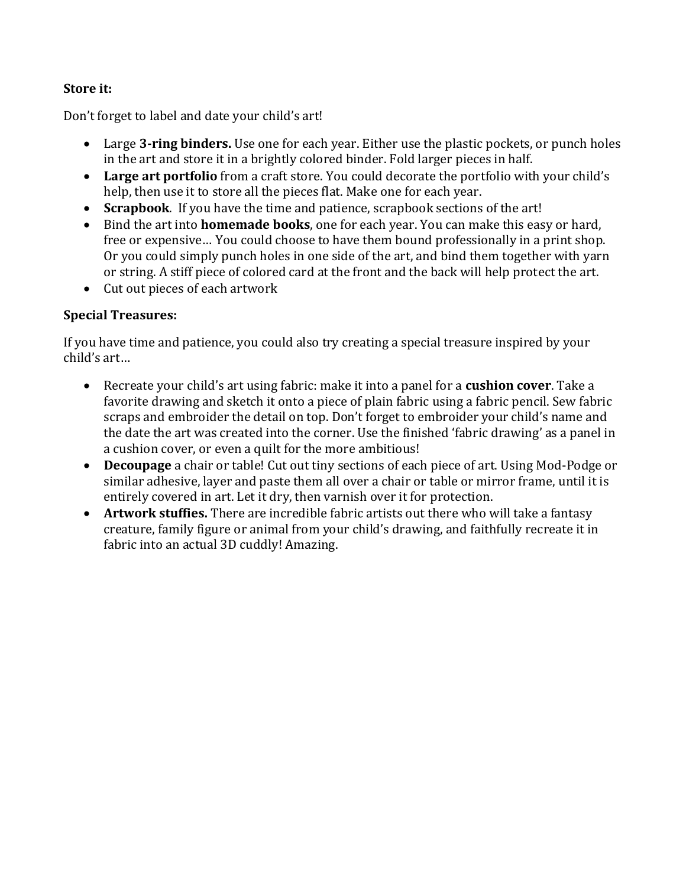**Store it:**

Don't forget to label and date your child's art!

- Large **3-ring binders.** Use one for each year. Either use the plastic pockets, or punch holes in the art and store it in a brightly colored binder. Fold larger pieces in half.
- **Large art portfolio** from a craft store. You could decorate the portfolio with your child's help, then use it to store all the pieces flat. Make one for each year.
- **Scrapbook**. If you have the time and patience, scrapbook sections of the art!
- Bind the art into **homemade books**, one for each year. You can make this easy or hard, free or expensive… You could choose to have them bound professionally in a print shop. Or you could simply punch holes in one side of the art, and bind them together with yarn or string. A stiff piece of colored card at the front and the back will help protect the art.
- Cut out pieces of each artwork

**Special Treasures:**

If you have time and patience, you could also try creating a special treasure inspired by your child's art…

- Recreate your child's art using fabric: make it into a panel for a **cushion cover**. Take a favorite drawing and sketch it onto a piece of plain fabric using a fabric pencil. Sew fabric scraps and embroider the detail on top. Don't forget to embroider your child's name and the date the art was created into the corner. Use the finished 'fabric drawing' as a panel in a cushion cover, or even a quilt for the more ambitious!
- **Decoupage** a chair or table! Cut out tiny sections of each piece of art. Using Mod-Podge or similar adhesive, layer and paste them all over a chair or table or mirror frame, until it is entirely covered in art. Let it dry, then varnish over it for protection.
- **Artwork stuffies.** There are incredible fabric artists out there who will take a fantasy creature, family figure or animal from your child's drawing, and faithfully recreate it in fabric into an actual 3D cuddly! Amazing.